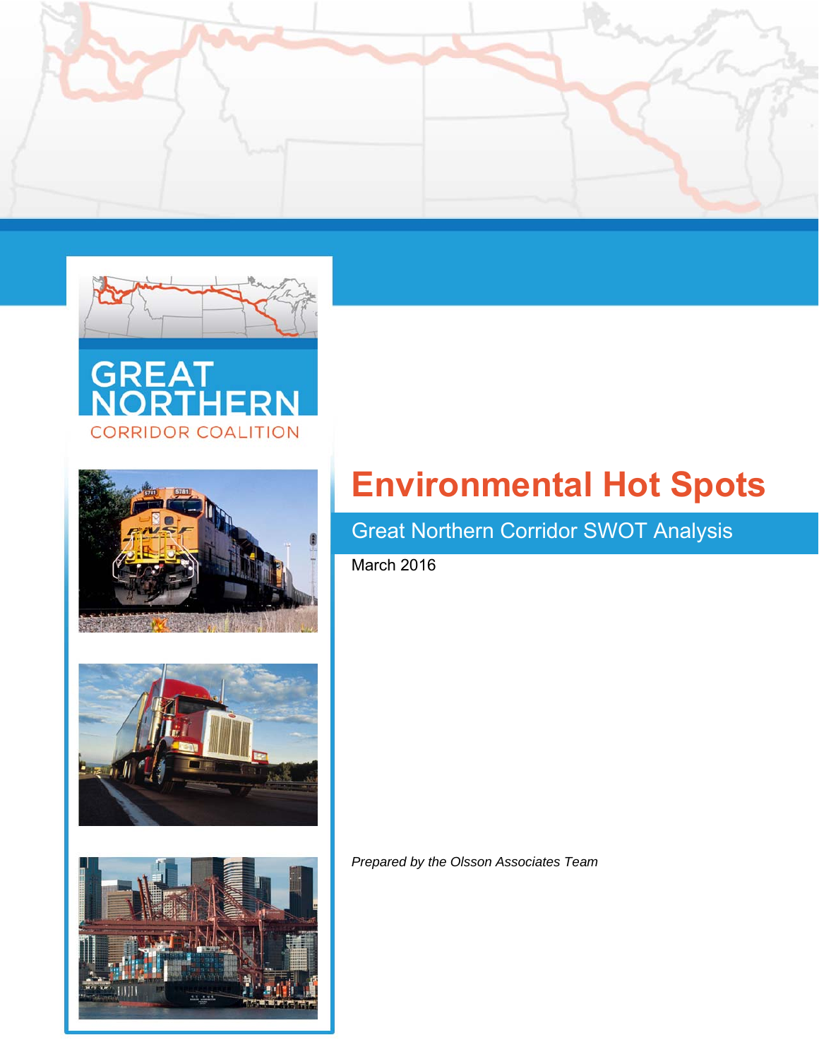GREAT NORTHERN

CORRIDOR COALITION

# Environmental Hot Spots

## Great Northern Corridor SWOT Analysis

March 2016

*Prepared by the Olsson Associates Team*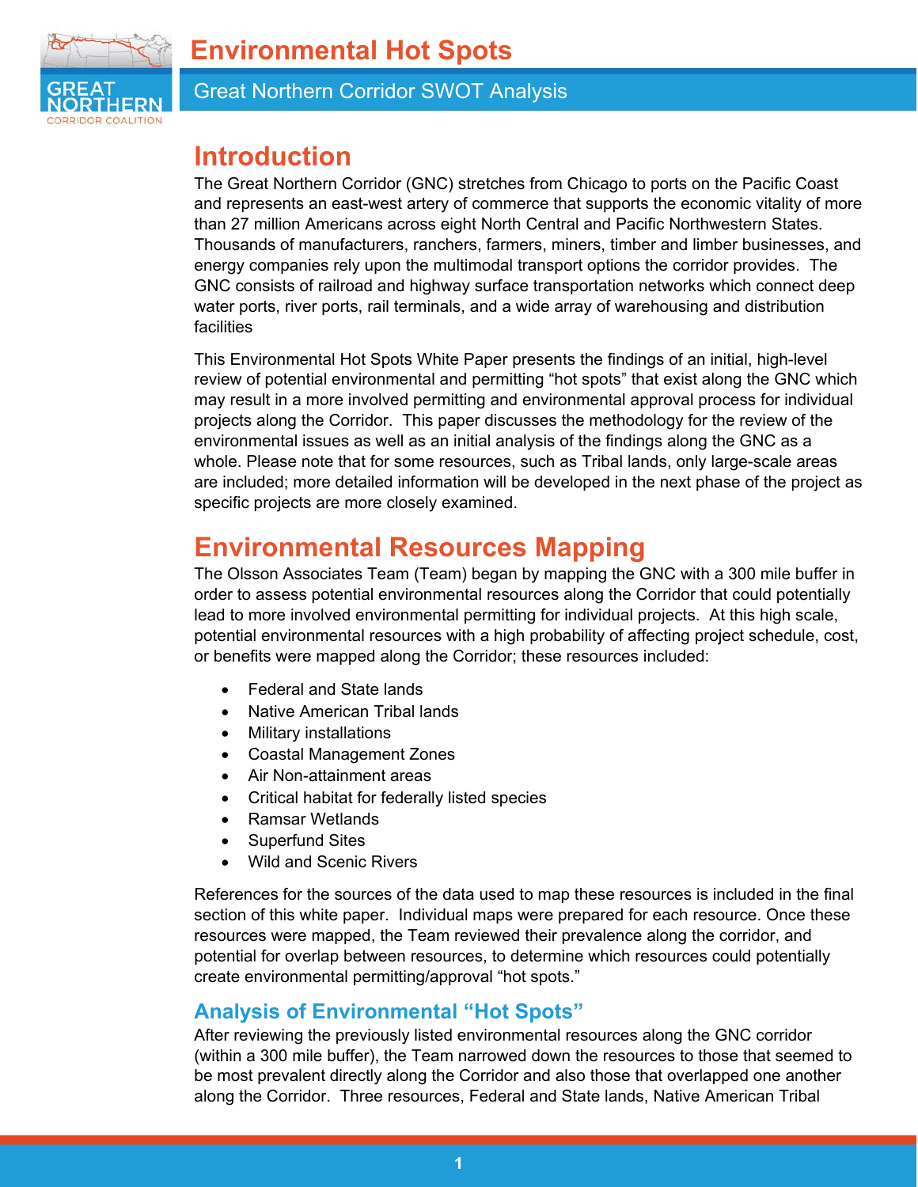# Environmental Hot Spots

## Great Northern Corridor SWOT Analysis

## Introduction

The Great Northern Corridor (GNC) stretches from Chicago to ports on the Pacific Coast and represents an east-west artery of commerce that supports the economic vitality of more than 27 million Americans across eight North Central and Pacific Northwestern States. Thousands of manufacturers, ranchers, farmers, miners, timber and limber businesses, and energy companies rely upon the multimodal transport options the corridor provides. The GNC consists of railroad and highway surface transportation networks which connect deep water ports, river ports, rail terminals, and a wide array of warehousing and distribution facilities

This Environmental Hot Spots White Paper presents the findings of an initial, high-level review of potential environmental and permitting "hot spots" that exist along the GNC which may result in a more involved permitting and environmental approval process for individual projects along the Corridor. This paper discusses the methodology for the review of the environmental issues as well as an initial analysis of the findings along the GNC as a whole. Please note that for some resources, such as Tribal lands, only large-scale areas are included; more detailed information will be developed in the next phase of the project as specific projects are more closely examined.

## Environmental Resources Mapping

The Olsson Associates Team (Team) began by mapping the GNC with a 300 mile buffer in order to assess potential environmental resources along the Corridor that could potentially lead to more involved environmental permitting for individual projects. At this high scale, potential environmental resources with a high probability of affecting project schedule, cost, or benefits were mapped along the Corridor; these resources included:

- Federal and State lands
- Native American Tribal lands
- Military installations
- Coastal Management Zones
- Air Non-attainment areas
- Critical habitat for federally listed species
- Ramsar Wetlands
- Superfund Sites
- Wild and Scenic Rivers

References for the sources of the data used to map these resources is included in the final section of this white paper. Individual maps were prepared for each resource. Once these resources were mapped, the Team reviewed their prevalence along the corridor, and potential for overlap between resources, to determine which resources could potentially create environmental permitting/approval "hot spots."

### Analysis of Environmental "Hot Spots"

After reviewing the previously listed environmental resources along the GNC corridor (within a 300 mile buffer), the Team narrowed down the resources to those that seemed to be most prevalent directly along the Corridor and also those that overlapped one another along the Corridor. Three resources, Federal and State lands, Native American Tribal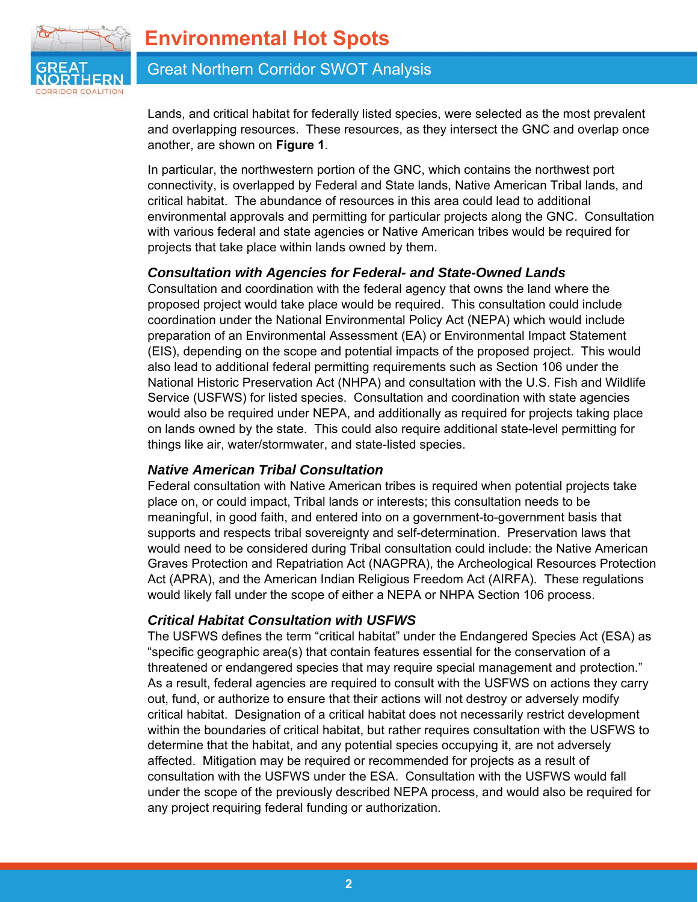Lands, and critical habitat for federally listed species, were selected as the most prevalent and overlapping resources. These resources, as they intersect the GNC and overlap once another, are shown on **Figure 1**.

In particular, the northwestern portion of the GNC, which contains the northwest port connectivity, is overlapped by Federal and State lands, Native American Tribal lands, and critical habitat. The abundance of resources in this area could lead to additional environmental approvals and permitting for particular projects along the GNC. Consultation with various federal and state agencies or Native American tribes would be required for projects that take place within lands owned by them.

### *Consultation with Agencies for Federal- and State-Owned Lands*

Consultation and coordination with the federal agency that owns the land where the proposed project would take place would be required. This consultation could include coordination under the National Environmental Policy Act (NEPA) which would include preparation of an Environmental Assessment (EA) or Environmental Impact Statement (EIS), depending on the scope and potential impacts of the proposed project. This would also lead to additional federal permitting requirements such as Section 106 under the National Historic Preservation Act (NHPA) and consultation with the U.S. Fish and Wildlife Service (USFWS) for listed species. Consultation and coordination with state agencies would also be required under NEPA, and additionally as required for projects taking place on lands owned by the state. This could also require additional state-level permitting for things like air, water/stormwater, and state-listed species.

### *Native American Tribal Consultation*

Federal consultation with Native American tribes is required when potential projects take place on, or could impact, Tribal lands or interests; this consultation needs to be meaningful, in good faith, and entered into on a government-to-government basis that supports and respects tribal sovereignty and self-determination. Preservation laws that would need to be considered during Tribal consultation could include: the Native American Graves Protection and Repatriation Act (NAGPRA), the Archeological Resources Protection Act (APRA), and the American Indian Religious Freedom Act (AIRFA). These regulations would likely fall under the scope of either a NEPA or NHPA Section 106 process.

### *Critical Habitat Consultation with USFWS*

The USFWS defines the term “critical habitat” under the Endangered Species Act (ESA) as “specific geographic area(s) that contain features essential for the conservation of a threatened or endangered species that may require special management and protection.” As a result, federal agencies are required to consult with the USFWS on actions they carry out, fund, or authorize to ensure that their actions will not destroy or adversely modify critical habitat. Designation of a critical habitat does not necessarily restrict development within the boundaries of critical habitat, but rather requires consultation with the USFWS to determine that the habitat, and any potential species occupying it, are not adversely affected. Mitigation may be required or recommended for projects as a result of consultation with the USFWS under the ESA. Consultation with the USFWS would fall under the scope of the previously described NEPA process, and would also be required for any project requiring federal funding or authorization.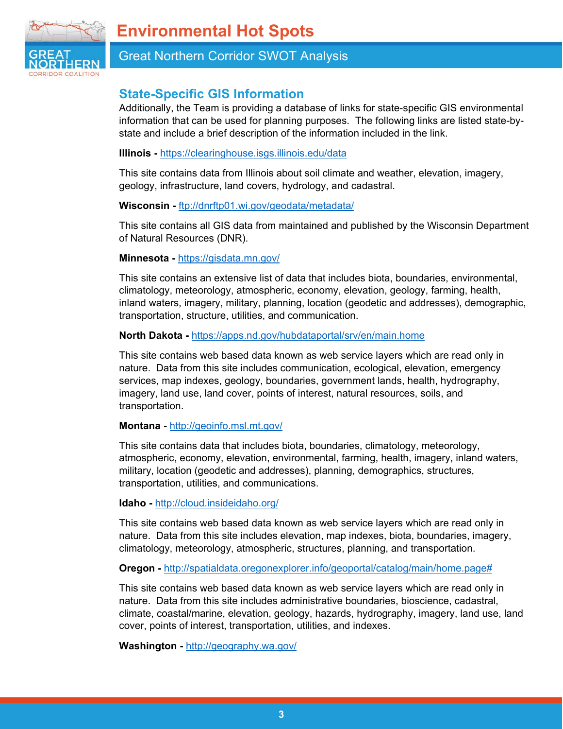## State-Specific GIS Information

Additionally, the Team is providing a database of links for state-specific GIS environmental information that can be used for planning purposes. The following links are listed state-by-state and include a brief description of the information included in the link.

**Illinois -** https://clearinghouse.isgs.illinois.edu/data

This site contains data from Illinois about soil climate and weather, elevation, imagery, geology, infrastructure, land covers, hydrology, and cadastral.

**Wisconsin -** ftp://dnrftp01.wi.gov/geodata/metadata/

This site contains all GIS data from maintained and published by the Wisconsin Department of Natural Resources (DNR).

**Minnesota -** https://gisdata.mn.gov/

This site contains an extensive list of data that includes biota, boundaries, environmental, climatology, meteorology, atmospheric, economy, elevation, geology, farming, health, inland waters, imagery, military, planning, location (geodetic and addresses), demographic, transportation, structure, utilities, and communication.

**North Dakota -** https://apps.nd.gov/hubdataportal/srv/en/main.home

This site contains web based data known as web service layers which are read only in nature. Data from this site includes communication, ecological, elevation, emergency services, map indexes, geology, boundaries, government lands, health, hydrography, imagery, land use, land cover, points of interest, natural resources, soils, and transportation.

**Montana -** http://geoinfo.msl.mt.gov/

This site contains data that includes biota, boundaries, climatology, meteorology, atmospheric, economy, elevation, environmental, farming, health, imagery, inland waters, military, location (geodetic and addresses), planning, demographics, structures, transportation, utilities, and communications.

**Idaho -** http://cloud.insideidaho.org/

This site contains web based data known as web service layers which are read only in nature. Data from this site includes elevation, map indexes, biota, boundaries, imagery, climatology, meteorology, atmospheric, structures, planning, and transportation.

**Oregon -** http://spatialdata.oregonexplorer.info/geoportal/catalog/main/home.page#

This site contains web based data known as web service layers which are read only in nature. Data from this site includes administrative boundaries, bioscience, cadastral, climate, coastal/marine, elevation, geology, hazards, hydrography, imagery, land use, land cover, points of interest, transportation, utilities, and indexes.

**Washington -** http://geography.wa.gov/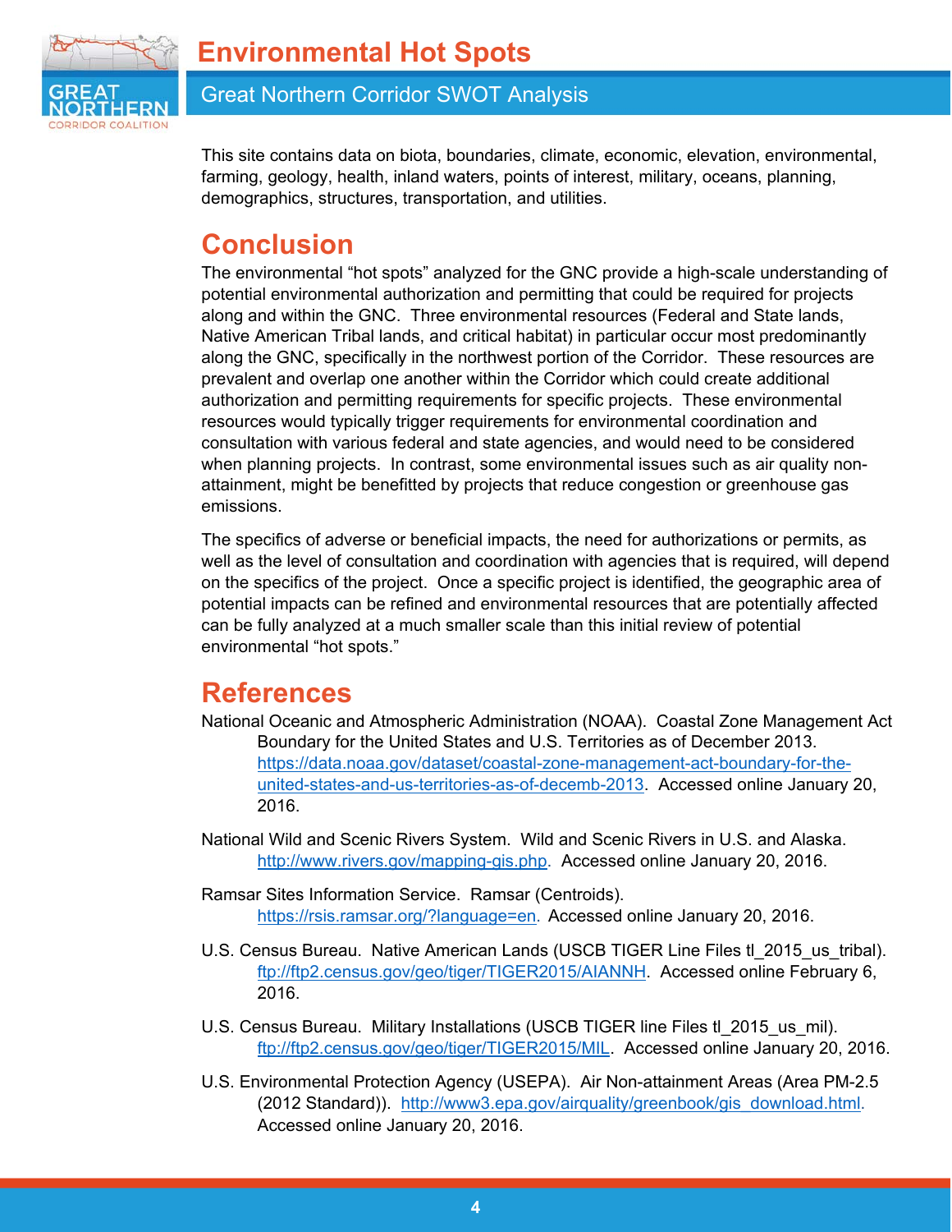This site contains data on biota, boundaries, climate, economic, elevation, environmental, farming, geology, health, inland waters, points of interest, military, oceans, planning, demographics, structures, transportation, and utilities.

## Conclusion

The environmental “hot spots” analyzed for the GNC provide a high-scale understanding of potential environmental authorization and permitting that could be required for projects along and within the GNC. Three environmental resources (Federal and State lands, Native American Tribal lands, and critical habitat) in particular occur most predominantly along the GNC, specifically in the northwest portion of the Corridor. These resources are prevalent and overlap one another within the Corridor which could create additional authorization and permitting requirements for specific projects. These environmental resources would typically trigger requirements for environmental coordination and consultation with various federal and state agencies, and would need to be considered when planning projects. In contrast, some environmental issues such as air quality non-attainment, might be benefitted by projects that reduce congestion or greenhouse gas emissions.

The specifics of adverse or beneficial impacts, the need for authorizations or permits, as well as the level of consultation and coordination with agencies that is required, will depend on the specifics of the project. Once a specific project is identified, the geographic area of potential impacts can be refined and environmental resources that are potentially affected can be fully analyzed at a much smaller scale than this initial review of potential environmental “hot spots.”

## References

National Oceanic and Atmospheric Administration (NOAA). Coastal Zone Management Act Boundary for the United States and U.S. Territories as of December 2013. https://data.noaa.gov/dataset/coastal-zone-management-act-boundary-for-the-united-states-and-us-territories-as-of-decemb-2013. Accessed online January 20, 2016.

National Wild and Scenic Rivers System. Wild and Scenic Rivers in U.S. and Alaska. http://www.rivers.gov/mapping-gis.php. Accessed online January 20, 2016.

Ramsar Sites Information Service. Ramsar (Centroids). https://rsis.ramsar.org/?language=en. Accessed online January 20, 2016.

U.S. Census Bureau. Native American Lands (USCB TIGER Line Files tl_2015_us_tribal). ftp://ftp2.census.gov/geo/tiger/TIGER2015/AIANNH. Accessed online February 6, 2016.

U.S. Census Bureau. Military Installations (USCB TIGER line Files tl_2015_us_mil). ftp://ftp2.census.gov/geo/tiger/TIGER2015/MIL. Accessed online January 20, 2016.

U.S. Environmental Protection Agency (USEPA). Air Non-attainment Areas (Area PM-2.5 (2012 Standard)). http://www3.epa.gov/airquality/greenbook/gis_download.html. Accessed online January 20, 2016.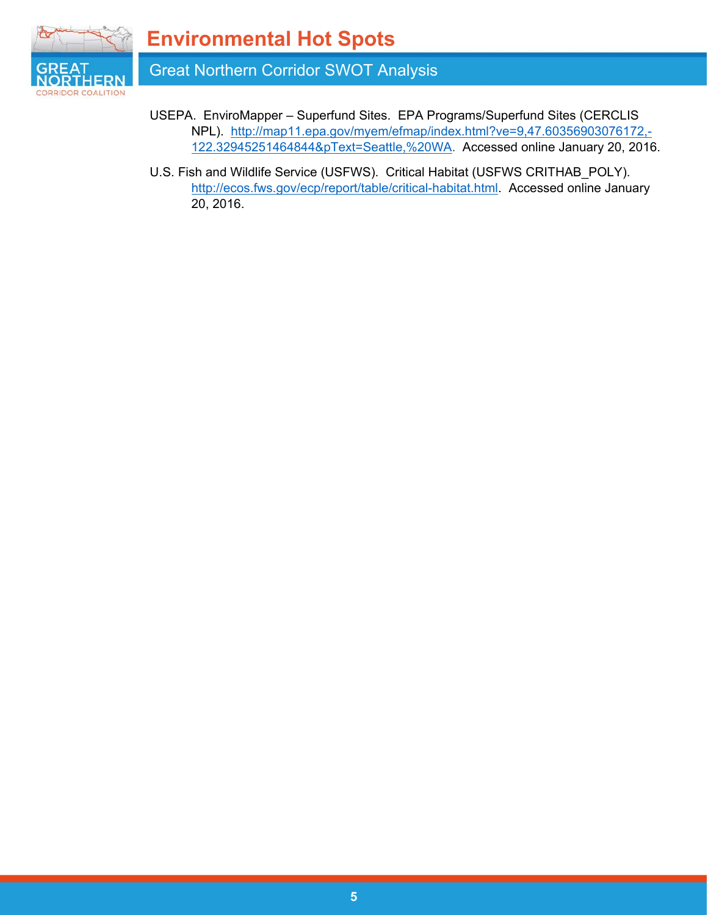USEPA. EnviroMapper – Superfund Sites. EPA Programs/Superfund Sites (CERCLIS NPL). http://map11.epa.gov/myem/efmap/index.html?ve=9,47.60356903076172,-122.32945251464844&pText=Seattle,%20WA. Accessed online January 20, 2016.

U.S. Fish and Wildlife Service (USFWS). Critical Habitat (USFWS CRITHAB_POLY). http://ecos.fws.gov/ecp/report/table/critical-habitat.html. Accessed online January 20, 2016.